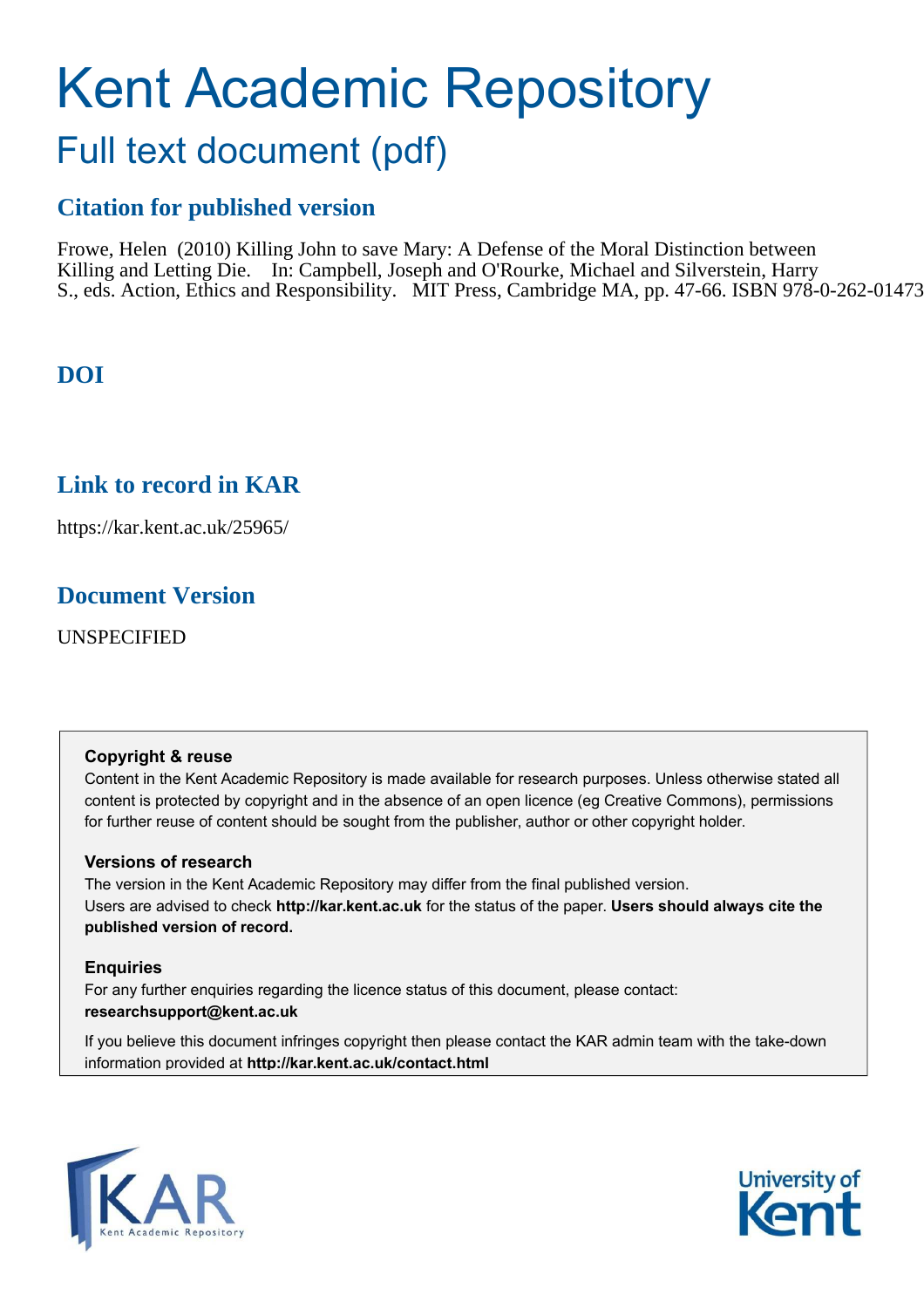# Kent Academic Repository

## Full text document (pdf)

### Citation for published version

Frowe, Helen (2010) Killing John to save Mary: A Defense of the Moral Distinction between Killing and Letting Die. In: Campbell, Joseph and O'Rourke, Michael and Silverstein, Harry S., eds. Action, Ethics and Responsibility. MIT Press, Cambridge MA, pp. 47-66. ISBN 978-0-262-01473

### DOI

### Link to record in KAR

https://kar.kent.ac.uk/25965/

### Document Version

UNSPECIFIED

**Copyright & reuse**

Content in the Kent Academic Repository is made available for research purposes. Unless otherwise stated all content is protected by copyright and in the absence of an open licence (eg Creative Commons), permissions for further reuse of content should be sought from the publisher, author or other copyright holder.

**Versions of research**

The version in the Kent Academic Repository may differ from the final published version. Users are advised to check **http://kar.kent.ac.uk** for the status of the paper. **Users should always cite the published version of record.**

**Enquiries**

For any further enquiries regarding the licence status of this document, please contact: **researchsupport@kent.ac.uk**

If you believe this document infringes copyright then please contact the KAR admin team with the take-down information provided at **http://kar.kent.ac.uk/contact.html**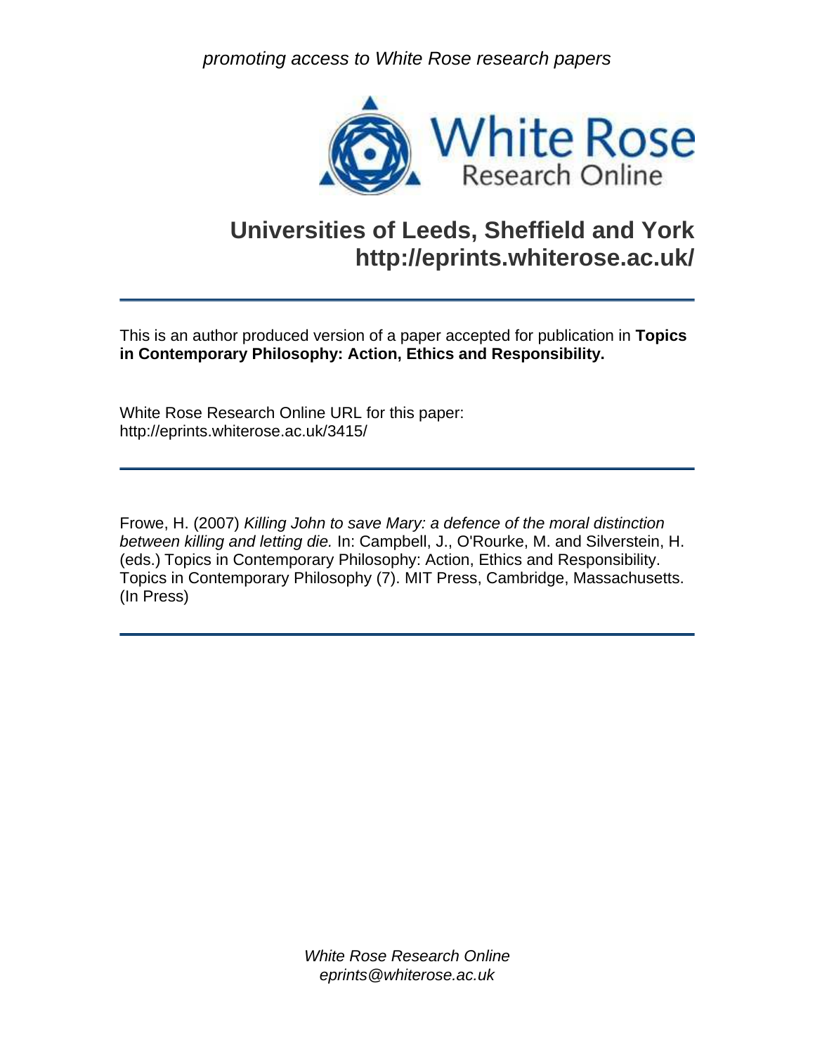promoting access to White Rose research papers

# White Rose Research Online

## Universities of Leeds, Sheffield and York
## http://eprints.whiterose.ac.uk/

---

This is an author produced version of a paper accepted for publication in **Topics in Contemporary Philosophy: Action, Ethics and Responsibility.**

White Rose Research Online URL for this paper:
http://eprints.whiterose.ac.uk/3415/

---

Frowe, H. (2007) *Killing John to save Mary: a defence of the moral distinction between killing and letting die.* In: Campbell, J., O'Rourke, M. and Silverstein, H. (eds.) Topics in Contemporary Philosophy: Action, Ethics and Responsibility. Topics in Contemporary Philosophy (7). MIT Press, Cambridge, Massachusetts. (In Press)

---

*White Rose Research Online*
*eprints@whiterose.ac.uk*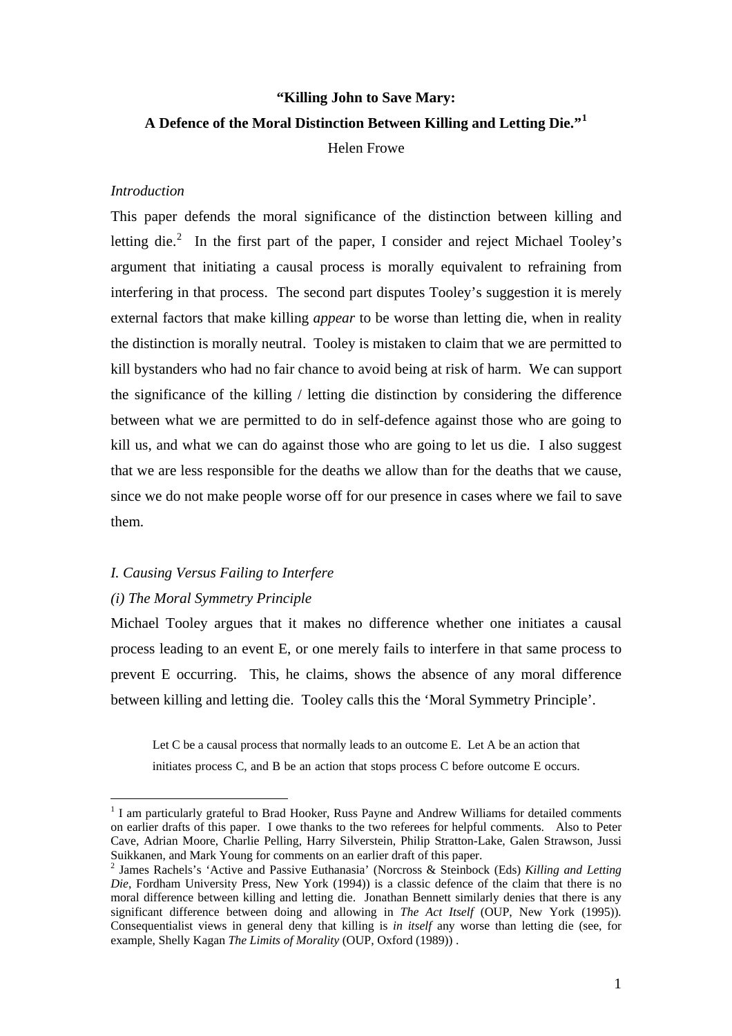**"Killing John to Save Mary:**

**A Defence of the Moral Distinction Between Killing and Letting Die."**[1]

Helen Frowe

*Introduction*

This paper defends the moral significance of the distinction between killing and letting die.[2] In the first part of the paper, I consider and reject Michael Tooley's argument that initiating a causal process is morally equivalent to refraining from interfering in that process. The second part disputes Tooley's suggestion it is merely external factors that make killing *appear* to be worse than letting die, when in reality the distinction is morally neutral. Tooley is mistaken to claim that we are permitted to kill bystanders who had no fair chance to avoid being at risk of harm. We can support the significance of the killing / letting die distinction by considering the difference between what we are permitted to do in self-defence against those who are going to kill us, and what we can do against those who are going to let us die. I also suggest that we are less responsible for the deaths we allow than for the deaths that we cause, since we do not make people worse off for our presence in cases where we fail to save them.

*I. Causing Versus Failing to Interfere*

*(i) The Moral Symmetry Principle*

Michael Tooley argues that it makes no difference whether one initiates a causal process leading to an event E, or one merely fails to interfere in that same process to prevent E occurring. This, he claims, shows the absence of any moral difference between killing and letting die. Tooley calls this the 'Moral Symmetry Principle'.

> Let C be a causal process that normally leads to an outcome E. Let A be an action that initiates process C, and B be an action that stops process C before outcome E occurs.

---

[1] I am particularly grateful to Brad Hooker, Russ Payne and Andrew Williams for detailed comments on earlier drafts of this paper. I owe thanks to the two referees for helpful comments. Also to Peter Cave, Adrian Moore, Charlie Pelling, Harry Silverstein, Philip Stratton-Lake, Galen Strawson, Jussi Suikkanen, and Mark Young for comments on an earlier draft of this paper.

[2] James Rachels's 'Active and Passive Euthanasia' (Norcross & Steinbock (Eds) *Killing and Letting Die*, Fordham University Press, New York (1994)) is a classic defence of the claim that there is no moral difference between killing and letting die. Jonathan Bennett similarly denies that there is any significant difference between doing and allowing in *The Act Itself* (OUP, New York (1995)). Consequentialist views in general deny that killing is *in itself* any worse than letting die (see, for example, Shelly Kagan *The Limits of Morality* (OUP, Oxford (1989)) .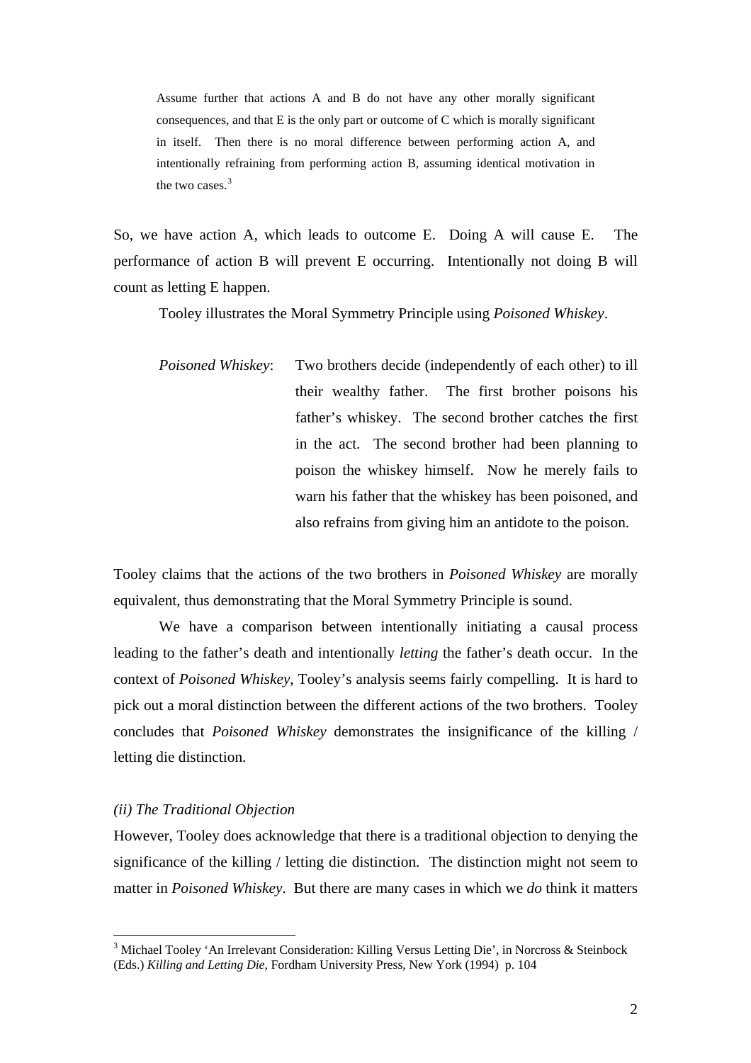> Assume further that actions A and B do not have any other morally significant consequences, and that E is the only part or outcome of C which is morally significant in itself. Then there is no moral difference between performing action A, and intentionally refraining from performing action B, assuming identical motivation in the two cases.[3]

So, we have action A, which leads to outcome E. Doing A will cause E. The performance of action B will prevent E occurring. Intentionally not doing B will count as letting E happen.

Tooley illustrates the Moral Symmetry Principle using *Poisoned Whiskey*.

> *Poisoned Whiskey*: Two brothers decide (independently of each other) to ill their wealthy father. The first brother poisons his father's whiskey. The second brother catches the first in the act. The second brother had been planning to poison the whiskey himself. Now he merely fails to warn his father that the whiskey has been poisoned, and also refrains from giving him an antidote to the poison.

Tooley claims that the actions of the two brothers in *Poisoned Whiskey* are morally equivalent, thus demonstrating that the Moral Symmetry Principle is sound.

We have a comparison between intentionally initiating a causal process leading to the father's death and intentionally *letting* the father's death occur. In the context of *Poisoned Whiskey*, Tooley's analysis seems fairly compelling. It is hard to pick out a moral distinction between the different actions of the two brothers. Tooley concludes that *Poisoned Whiskey* demonstrates the insignificance of the killing / letting die distinction.

### *(ii) The Traditional Objection*

However, Tooley does acknowledge that there is a traditional objection to denying the significance of the killing / letting die distinction. The distinction might not seem to matter in *Poisoned Whiskey*. But there are many cases in which we *do* think it matters

[3] Michael Tooley 'An Irrelevant Consideration: Killing Versus Letting Die', in Norcross & Steinbock (Eds.) *Killing and Letting Die*, Fordham University Press, New York (1994) p. 104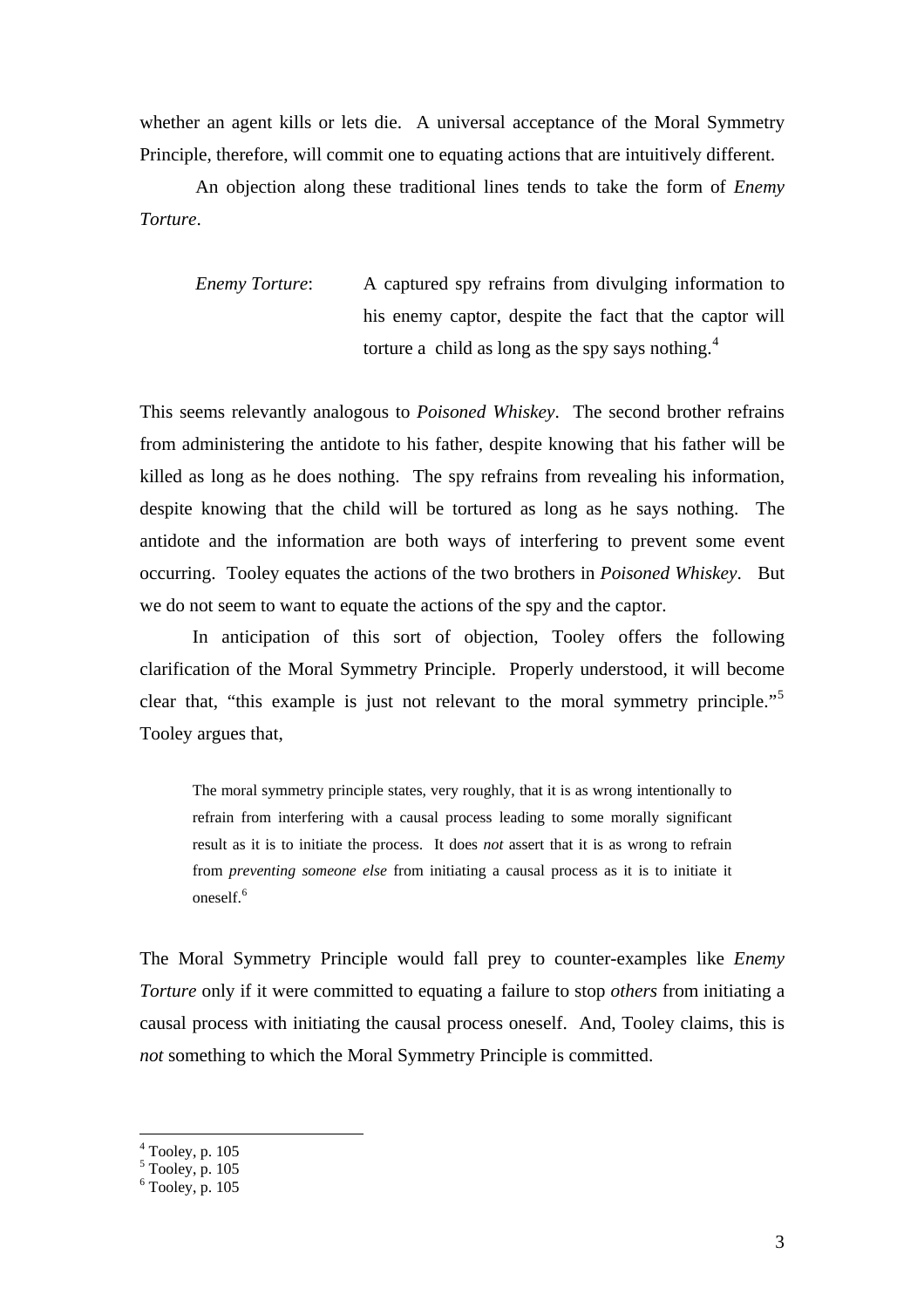whether an agent kills or lets die. A universal acceptance of the Moral Symmetry Principle, therefore, will commit one to equating actions that are intuitively different.

An objection along these traditional lines tends to take the form of *Enemy Torture*.

> *Enemy Torture*: A captured spy refrains from divulging information to his enemy captor, despite the fact that the captor will torture a child as long as the spy says nothing.[4]

This seems relevantly analogous to *Poisoned Whiskey*. The second brother refrains from administering the antidote to his father, despite knowing that his father will be killed as long as he does nothing. The spy refrains from revealing his information, despite knowing that the child will be tortured as long as he says nothing. The antidote and the information are both ways of interfering to prevent some event occurring. Tooley equates the actions of the two brothers in *Poisoned Whiskey*. But we do not seem to want to equate the actions of the spy and the captor.

In anticipation of this sort of objection, Tooley offers the following clarification of the Moral Symmetry Principle. Properly understood, it will become clear that, "this example is just not relevant to the moral symmetry principle."[5] Tooley argues that,

> The moral symmetry principle states, very roughly, that it is as wrong intentionally to refrain from interfering with a causal process leading to some morally significant result as it is to initiate the process. It does *not* assert that it is as wrong to refrain from *preventing someone else* from initiating a causal process as it is to initiate it oneself.[6]

The Moral Symmetry Principle would fall prey to counter-examples like *Enemy Torture* only if it were committed to equating a failure to stop *others* from initiating a causal process with initiating the causal process oneself. And, Tooley claims, this is *not* something to which the Moral Symmetry Principle is committed.

---

[4] Tooley, p. 105
[5] Tooley, p. 105
[6] Tooley, p. 105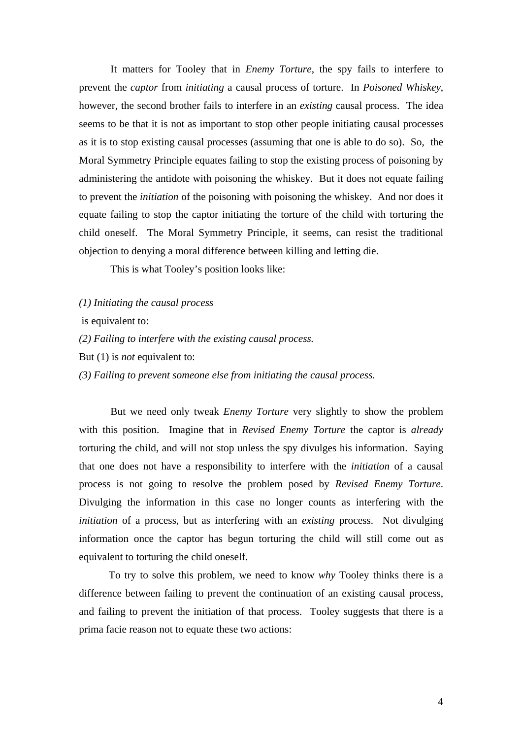It matters for Tooley that in *Enemy Torture*, the spy fails to interfere to prevent the *captor* from *initiating* a causal process of torture. In *Poisoned Whiskey*, however, the second brother fails to interfere in an *existing* causal process. The idea seems to be that it is not as important to stop other people initiating causal processes as it is to stop existing causal processes (assuming that one is able to do so). So, the Moral Symmetry Principle equates failing to stop the existing process of poisoning by administering the antidote with poisoning the whiskey. But it does not equate failing to prevent the *initiation* of the poisoning with poisoning the whiskey. And nor does it equate failing to stop the captor initiating the torture of the child with torturing the child oneself. The Moral Symmetry Principle, it seems, can resist the traditional objection to denying a moral difference between killing and letting die.

This is what Tooley's position looks like:

*(1) Initiating the causal process*

is equivalent to:

*(2) Failing to interfere with the existing causal process.*

But (1) is *not* equivalent to:

*(3) Failing to prevent someone else from initiating the causal process.*

But we need only tweak *Enemy Torture* very slightly to show the problem with this position. Imagine that in *Revised Enemy Torture* the captor is *already* torturing the child, and will not stop unless the spy divulges his information. Saying that one does not have a responsibility to interfere with the *initiation* of a causal process is not going to resolve the problem posed by *Revised Enemy Torture*. Divulging the information in this case no longer counts as interfering with the *initiation* of a process, but as interfering with an *existing* process. Not divulging information once the captor has begun torturing the child will still come out as equivalent to torturing the child oneself.

To try to solve this problem, we need to know *why* Tooley thinks there is a difference between failing to prevent the continuation of an existing causal process, and failing to prevent the initiation of that process. Tooley suggests that there is a prima facie reason not to equate these two actions: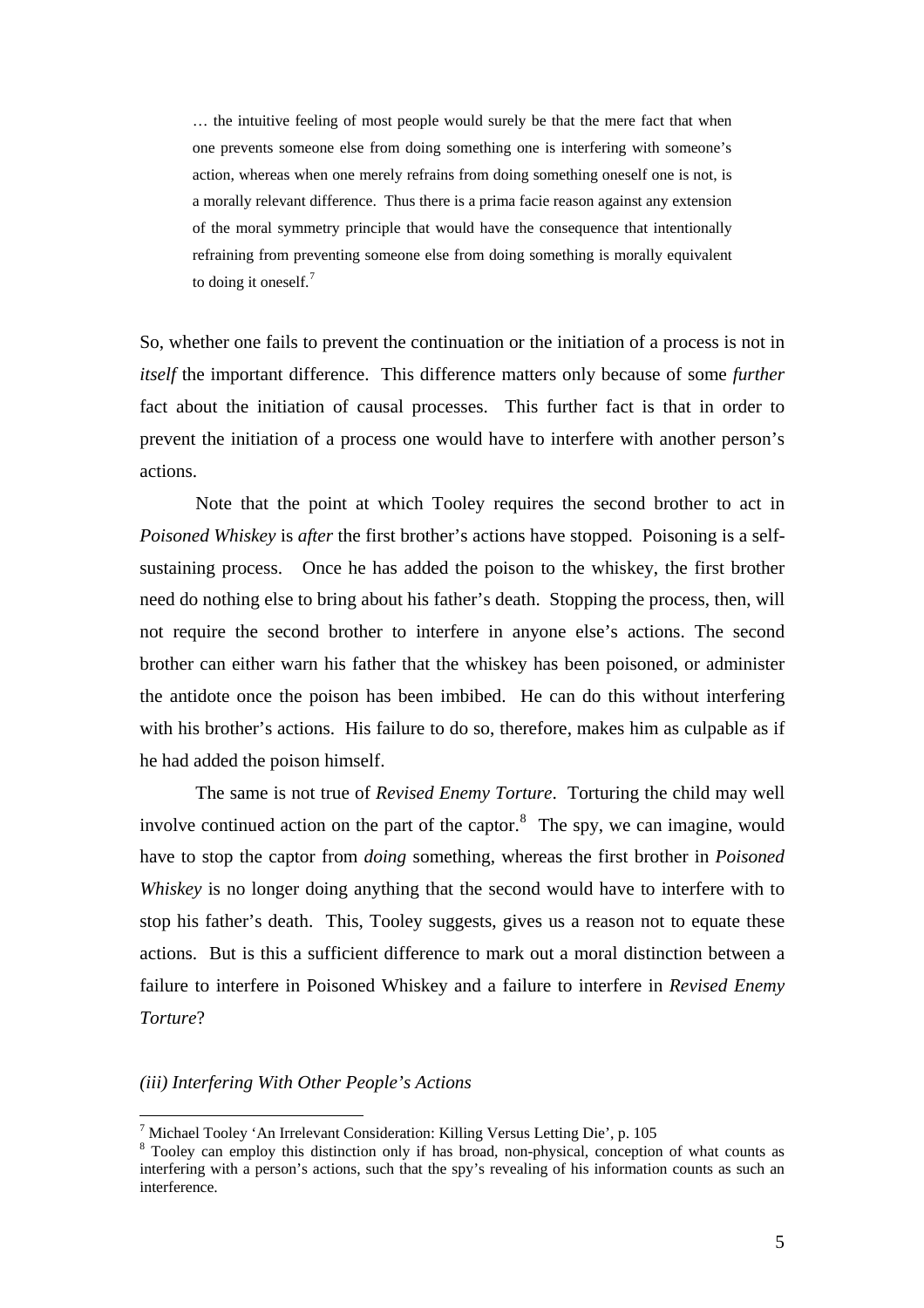> … the intuitive feeling of most people would surely be that the mere fact that when one prevents someone else from doing something one is interfering with someone's action, whereas when one merely refrains from doing something oneself one is not, is a morally relevant difference. Thus there is a prima facie reason against any extension of the moral symmetry principle that would have the consequence that intentionally refraining from preventing someone else from doing something is morally equivalent to doing it oneself.[7]

So, whether one fails to prevent the continuation or the initiation of a process is not in *itself* the important difference. This difference matters only because of some *further* fact about the initiation of causal processes. This further fact is that in order to prevent the initiation of a process one would have to interfere with another person's actions.

Note that the point at which Tooley requires the second brother to act in *Poisoned Whiskey* is *after* the first brother's actions have stopped. Poisoning is a self-sustaining process. Once he has added the poison to the whiskey, the first brother need do nothing else to bring about his father's death. Stopping the process, then, will not require the second brother to interfere in anyone else's actions. The second brother can either warn his father that the whiskey has been poisoned, or administer the antidote once the poison has been imbibed. He can do this without interfering with his brother's actions. His failure to do so, therefore, makes him as culpable as if he had added the poison himself.

The same is not true of *Revised Enemy Torture*. Torturing the child may well involve continued action on the part of the captor.[8] The spy, we can imagine, would have to stop the captor from *doing* something, whereas the first brother in *Poisoned Whiskey* is no longer doing anything that the second would have to interfere with to stop his father's death. This, Tooley suggests, gives us a reason not to equate these actions. But is this a sufficient difference to mark out a moral distinction between a failure to interfere in Poisoned Whiskey and a failure to interfere in *Revised Enemy Torture*?

*(iii) Interfering With Other People's Actions*

[7] Michael Tooley 'An Irrelevant Consideration: Killing Versus Letting Die', p. 105

[8] Tooley can employ this distinction only if has broad, non-physical, conception of what counts as interfering with a person's actions, such that the spy's revealing of his information counts as such an interference.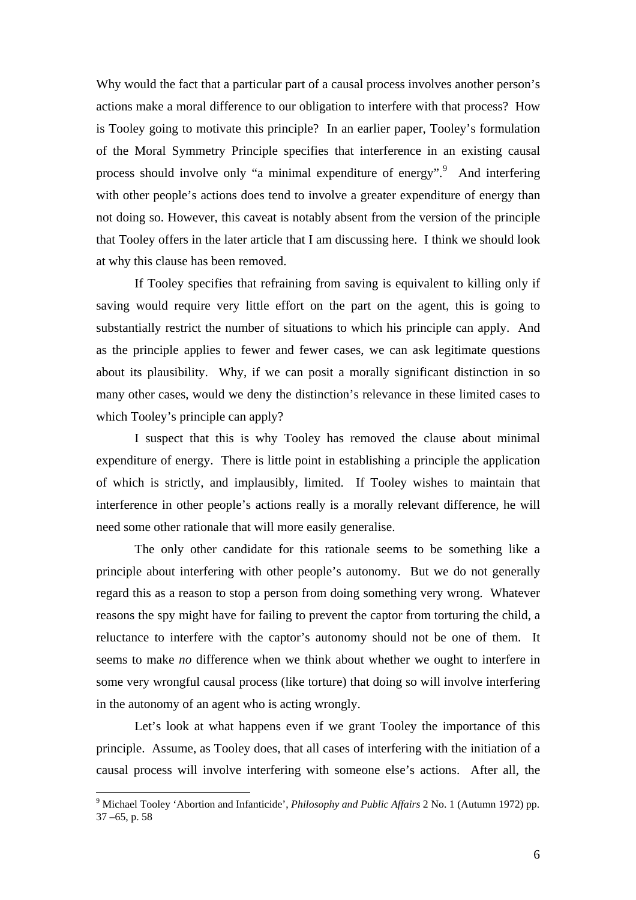Why would the fact that a particular part of a causal process involves another person's actions make a moral difference to our obligation to interfere with that process? How is Tooley going to motivate this principle? In an earlier paper, Tooley's formulation of the Moral Symmetry Principle specifies that interference in an existing causal process should involve only "a minimal expenditure of energy".[9] And interfering with other people's actions does tend to involve a greater expenditure of energy than not doing so. However, this caveat is notably absent from the version of the principle that Tooley offers in the later article that I am discussing here. I think we should look at why this clause has been removed.

If Tooley specifies that refraining from saving is equivalent to killing only if saving would require very little effort on the part on the agent, this is going to substantially restrict the number of situations to which his principle can apply. And as the principle applies to fewer and fewer cases, we can ask legitimate questions about its plausibility. Why, if we can posit a morally significant distinction in so many other cases, would we deny the distinction's relevance in these limited cases to which Tooley's principle can apply?

I suspect that this is why Tooley has removed the clause about minimal expenditure of energy. There is little point in establishing a principle the application of which is strictly, and implausibly, limited. If Tooley wishes to maintain that interference in other people's actions really is a morally relevant difference, he will need some other rationale that will more easily generalise.

The only other candidate for this rationale seems to be something like a principle about interfering with other people's autonomy. But we do not generally regard this as a reason to stop a person from doing something very wrong. Whatever reasons the spy might have for failing to prevent the captor from torturing the child, a reluctance to interfere with the captor's autonomy should not be one of them. It seems to make *no* difference when we think about whether we ought to interfere in some very wrongful causal process (like torture) that doing so will involve interfering in the autonomy of an agent who is acting wrongly.

Let's look at what happens even if we grant Tooley the importance of this principle. Assume, as Tooley does, that all cases of interfering with the initiation of a causal process will involve interfering with someone else's actions. After all, the

[9] Michael Tooley 'Abortion and Infanticide', *Philosophy and Public Affairs* 2 No. 1 (Autumn 1972) pp. 37 –65, p. 58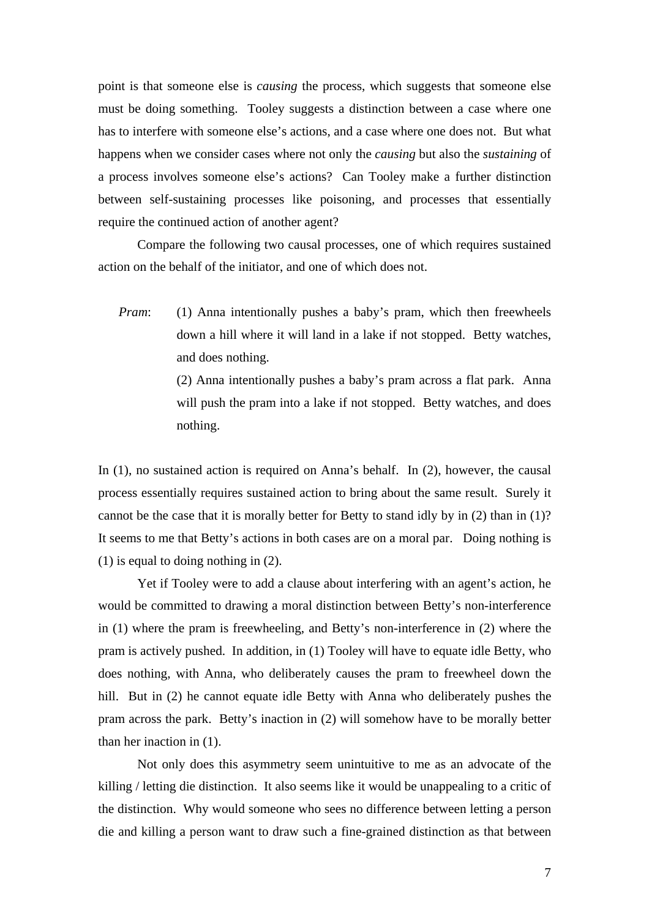point is that someone else is *causing* the process, which suggests that someone else must be doing something. Tooley suggests a distinction between a case where one has to interfere with someone else's actions, and a case where one does not. But what happens when we consider cases where not only the *causing* but also the *sustaining* of a process involves someone else's actions? Can Tooley make a further distinction between self-sustaining processes like poisoning, and processes that essentially require the continued action of another agent?

Compare the following two causal processes, one of which requires sustained action on the behalf of the initiator, and one of which does not.

*Pram*: (1) Anna intentionally pushes a baby's pram, which then freewheels down a hill where it will land in a lake if not stopped. Betty watches, and does nothing.

(2) Anna intentionally pushes a baby's pram across a flat park. Anna will push the pram into a lake if not stopped. Betty watches, and does nothing.

In (1), no sustained action is required on Anna's behalf. In (2), however, the causal process essentially requires sustained action to bring about the same result. Surely it cannot be the case that it is morally better for Betty to stand idly by in (2) than in (1)? It seems to me that Betty's actions in both cases are on a moral par. Doing nothing is (1) is equal to doing nothing in (2).

Yet if Tooley were to add a clause about interfering with an agent's action, he would be committed to drawing a moral distinction between Betty's non-interference in (1) where the pram is freewheeling, and Betty's non-interference in (2) where the pram is actively pushed. In addition, in (1) Tooley will have to equate idle Betty, who does nothing, with Anna, who deliberately causes the pram to freewheel down the hill. But in (2) he cannot equate idle Betty with Anna who deliberately pushes the pram across the park. Betty's inaction in (2) will somehow have to be morally better than her inaction in (1).

Not only does this asymmetry seem unintuitive to me as an advocate of the killing / letting die distinction. It also seems like it would be unappealing to a critic of the distinction. Why would someone who sees no difference between letting a person die and killing a person want to draw such a fine-grained distinction as that between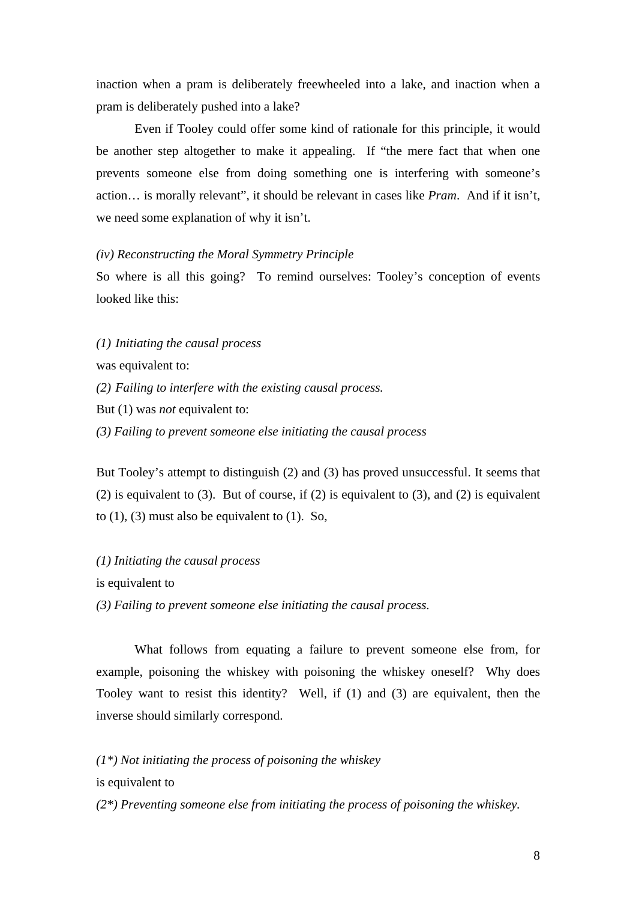inaction when a pram is deliberately freewheeled into a lake, and inaction when a pram is deliberately pushed into a lake?

Even if Tooley could offer some kind of rationale for this principle, it would be another step altogether to make it appealing. If "the mere fact that when one prevents someone else from doing something one is interfering with someone's action… is morally relevant", it should be relevant in cases like *Pram*. And if it isn't, we need some explanation of why it isn't.

*(iv) Reconstructing the Moral Symmetry Principle*

So where is all this going? To remind ourselves: Tooley's conception of events looked like this:

*(1) Initiating the causal process*

was equivalent to:

*(2) Failing to interfere with the existing causal process.*

But (1) was *not* equivalent to:

*(3) Failing to prevent someone else initiating the causal process*

But Tooley's attempt to distinguish (2) and (3) has proved unsuccessful. It seems that (2) is equivalent to (3). But of course, if (2) is equivalent to (3), and (2) is equivalent to (1), (3) must also be equivalent to (1). So,

*(1) Initiating the causal process*

is equivalent to

*(3) Failing to prevent someone else initiating the causal process.*

What follows from equating a failure to prevent someone else from, for example, poisoning the whiskey with poisoning the whiskey oneself? Why does Tooley want to resist this identity? Well, if (1) and (3) are equivalent, then the inverse should similarly correspond.

*(1\*) Not initiating the process of poisoning the whiskey*

is equivalent to

*(2\*) Preventing someone else from initiating the process of poisoning the whiskey.*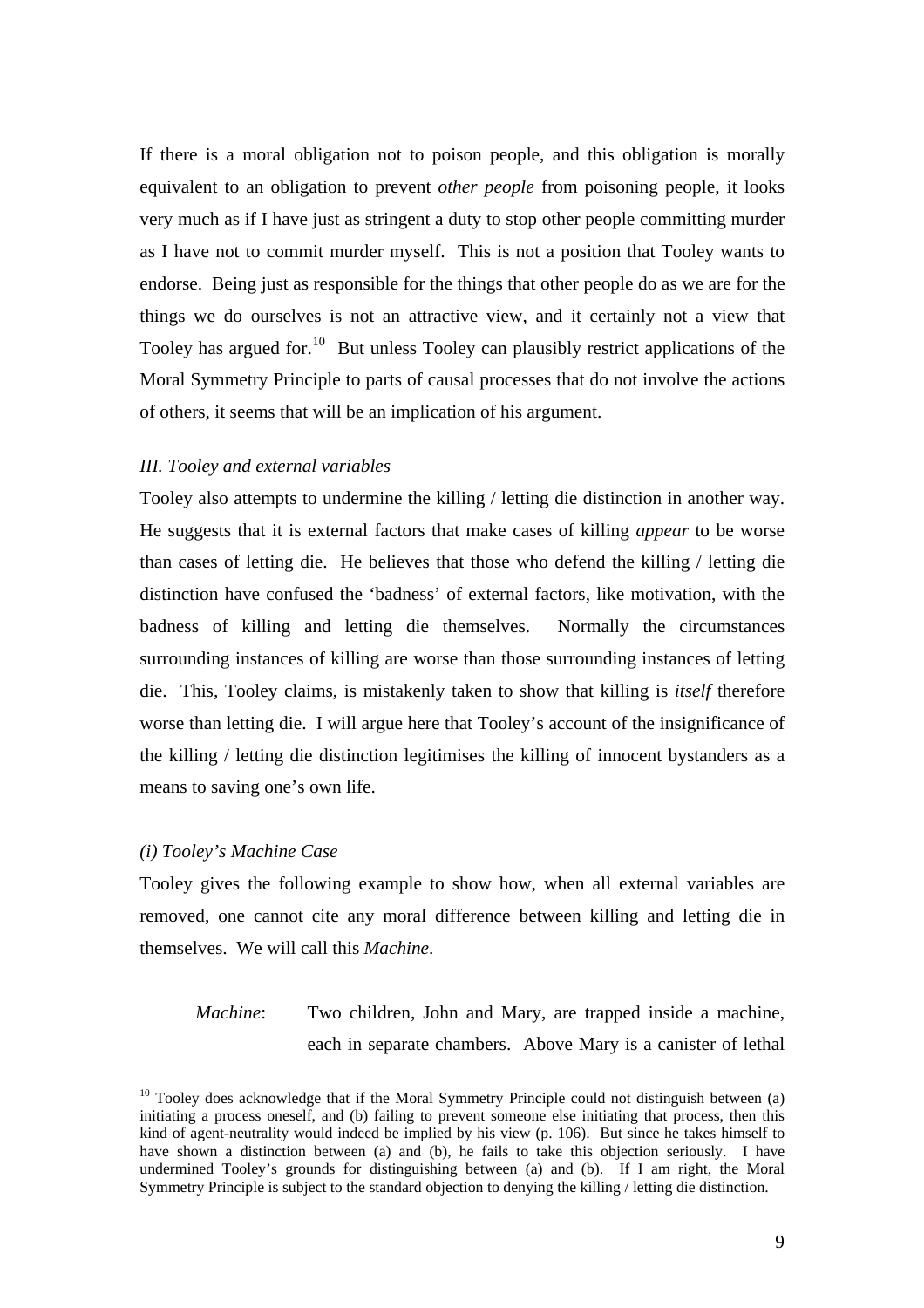If there is a moral obligation not to poison people, and this obligation is morally equivalent to an obligation to prevent *other people* from poisoning people, it looks very much as if I have just as stringent a duty to stop other people committing murder as I have not to commit murder myself. This is not a position that Tooley wants to endorse. Being just as responsible for the things that other people do as we are for the things we do ourselves is not an attractive view, and it certainly not a view that Tooley has argued for.[10] But unless Tooley can plausibly restrict applications of the Moral Symmetry Principle to parts of causal processes that do not involve the actions of others, it seems that will be an implication of his argument.

### *III. Tooley and external variables*

Tooley also attempts to undermine the killing / letting die distinction in another way. He suggests that it is external factors that make cases of killing *appear* to be worse than cases of letting die. He believes that those who defend the killing / letting die distinction have confused the 'badness' of external factors, like motivation, with the badness of killing and letting die themselves. Normally the circumstances surrounding instances of killing are worse than those surrounding instances of letting die. This, Tooley claims, is mistakenly taken to show that killing is *itself* therefore worse than letting die. I will argue here that Tooley's account of the insignificance of the killing / letting die distinction legitimises the killing of innocent bystanders as a means to saving one's own life.

#### *(i) Tooley's Machine Case*

Tooley gives the following example to show how, when all external variables are removed, one cannot cite any moral difference between killing and letting die in themselves. We will call this *Machine*.

> *Machine*: Two children, John and Mary, are trapped inside a machine, each in separate chambers. Above Mary is a canister of lethal

[10] Tooley does acknowledge that if the Moral Symmetry Principle could not distinguish between (a) initiating a process oneself, and (b) failing to prevent someone else initiating that process, then this kind of agent-neutrality would indeed be implied by his view (p. 106). But since he takes himself to have shown a distinction between (a) and (b), he fails to take this objection seriously. I have undermined Tooley's grounds for distinguishing between (a) and (b). If I am right, the Moral Symmetry Principle is subject to the standard objection to denying the killing / letting die distinction.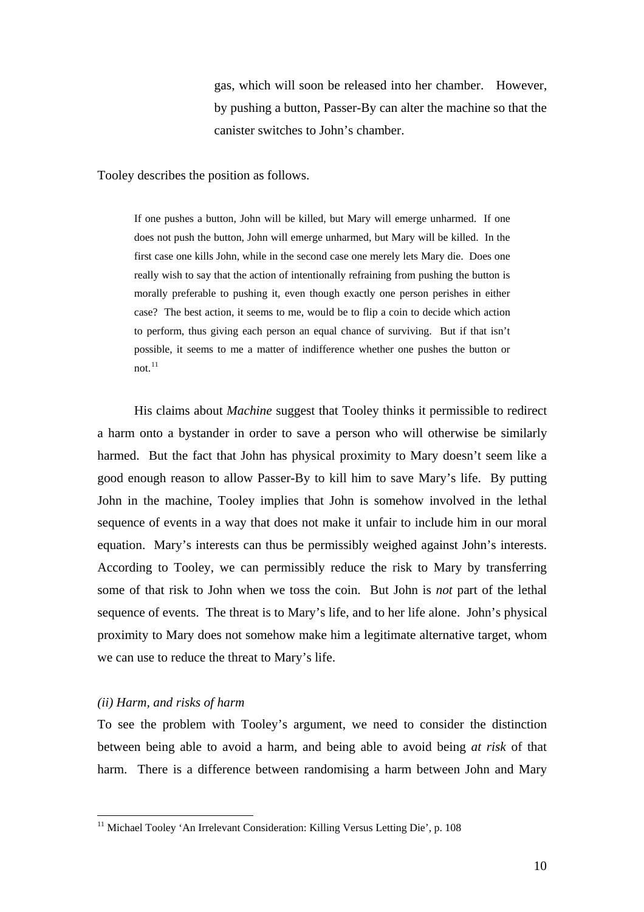> gas, which will soon be released into her chamber. However, by pushing a button, Passer-By can alter the machine so that the canister switches to John's chamber.

Tooley describes the position as follows.

> If one pushes a button, John will be killed, but Mary will emerge unharmed. If one does not push the button, John will emerge unharmed, but Mary will be killed. In the first case one kills John, while in the second case one merely lets Mary die. Does one really wish to say that the action of intentionally refraining from pushing the button is morally preferable to pushing it, even though exactly one person perishes in either case? The best action, it seems to me, would be to flip a coin to decide which action to perform, thus giving each person an equal chance of surviving. But if that isn't possible, it seems to me a matter of indifference whether one pushes the button or not.[11]

His claims about *Machine* suggest that Tooley thinks it permissible to redirect a harm onto a bystander in order to save a person who will otherwise be similarly harmed. But the fact that John has physical proximity to Mary doesn't seem like a good enough reason to allow Passer-By to kill him to save Mary's life. By putting John in the machine, Tooley implies that John is somehow involved in the lethal sequence of events in a way that does not make it unfair to include him in our moral equation. Mary's interests can thus be permissibly weighed against John's interests. According to Tooley, we can permissibly reduce the risk to Mary by transferring some of that risk to John when we toss the coin. But John is *not* part of the lethal sequence of events. The threat is to Mary's life, and to her life alone. John's physical proximity to Mary does not somehow make him a legitimate alternative target, whom we can use to reduce the threat to Mary's life.

*(ii) Harm, and risks of harm*

To see the problem with Tooley's argument, we need to consider the distinction between being able to avoid a harm, and being able to avoid being *at risk* of that harm. There is a difference between randomising a harm between John and Mary

[11] Michael Tooley 'An Irrelevant Consideration: Killing Versus Letting Die', p. 108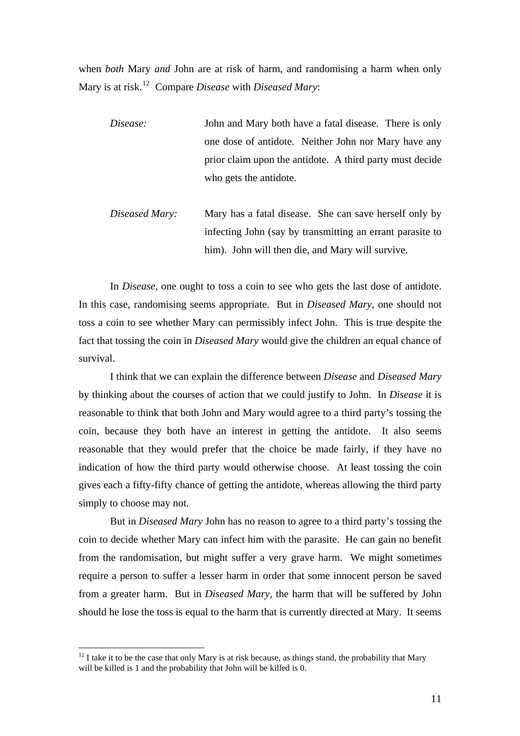when *both* Mary *and* John are at risk of harm, and randomising a harm when only Mary is at risk.[12] Compare *Disease* with *Diseased Mary*:

> *Disease:* John and Mary both have a fatal disease. There is only one dose of antidote. Neither John nor Mary have any prior claim upon the antidote. A third party must decide who gets the antidote.
>
> *Diseased Mary:* Mary has a fatal disease. She can save herself only by infecting John (say by transmitting an errant parasite to him). John will then die, and Mary will survive.

In *Disease*, one ought to toss a coin to see who gets the last dose of antidote. In this case, randomising seems appropriate. But in *Diseased Mary*, one should not toss a coin to see whether Mary can permissibly infect John. This is true despite the fact that tossing the coin in *Diseased Mary* would give the children an equal chance of survival.

I think that we can explain the difference between *Disease* and *Diseased Mary* by thinking about the courses of action that we could justify to John. In *Disease* it is reasonable to think that both John and Mary would agree to a third party's tossing the coin, because they both have an interest in getting the antidote. It also seems reasonable that they would prefer that the choice be made fairly, if they have no indication of how the third party would otherwise choose. At least tossing the coin gives each a fifty-fifty chance of getting the antidote, whereas allowing the third party simply to choose may not.

But in *Diseased Mary* John has no reason to agree to a third party's tossing the coin to decide whether Mary can infect him with the parasite. He can gain no benefit from the randomisation, but might suffer a very grave harm. We might sometimes require a person to suffer a lesser harm in order that some innocent person be saved from a greater harm. But in *Diseased Mary*, the harm that will be suffered by John should he lose the toss is equal to the harm that is currently directed at Mary. It seems

[12] I take it to be the case that only Mary is at risk because, as things stand, the probability that Mary will be killed is 1 and the probability that John will be killed is 0.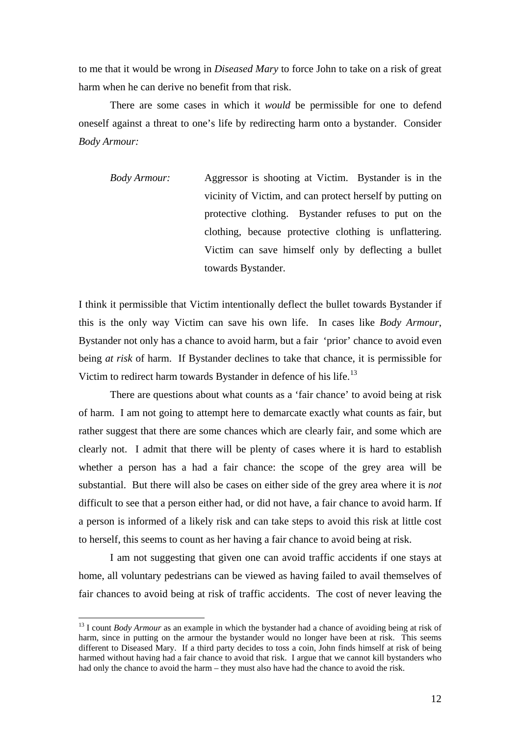to me that it would be wrong in *Diseased Mary* to force John to take on a risk of great harm when he can derive no benefit from that risk.

There are some cases in which it *would* be permissible for one to defend oneself against a threat to one's life by redirecting harm onto a bystander. Consider *Body Armour:*

> *Body Armour:* Aggressor is shooting at Victim. Bystander is in the vicinity of Victim, and can protect herself by putting on protective clothing. Bystander refuses to put on the clothing, because protective clothing is unflattering. Victim can save himself only by deflecting a bullet towards Bystander.

I think it permissible that Victim intentionally deflect the bullet towards Bystander if this is the only way Victim can save his own life. In cases like *Body Armour*, Bystander not only has a chance to avoid harm, but a fair 'prior' chance to avoid even being *at risk* of harm. If Bystander declines to take that chance, it is permissible for Victim to redirect harm towards Bystander in defence of his life.[13]

There are questions about what counts as a 'fair chance' to avoid being at risk of harm. I am not going to attempt here to demarcate exactly what counts as fair, but rather suggest that there are some chances which are clearly fair, and some which are clearly not. I admit that there will be plenty of cases where it is hard to establish whether a person has a had a fair chance: the scope of the grey area will be substantial. But there will also be cases on either side of the grey area where it is *not* difficult to see that a person either had, or did not have, a fair chance to avoid harm. If a person is informed of a likely risk and can take steps to avoid this risk at little cost to herself, this seems to count as her having a fair chance to avoid being at risk.

I am not suggesting that given one can avoid traffic accidents if one stays at home, all voluntary pedestrians can be viewed as having failed to avail themselves of fair chances to avoid being at risk of traffic accidents. The cost of never leaving the

---

[13] I count *Body Armour* as an example in which the bystander had a chance of avoiding being at risk of harm, since in putting on the armour the bystander would no longer have been at risk. This seems different to Diseased Mary. If a third party decides to toss a coin, John finds himself at risk of being harmed without having had a fair chance to avoid that risk. I argue that we cannot kill bystanders who had only the chance to avoid the harm – they must also have had the chance to avoid the risk.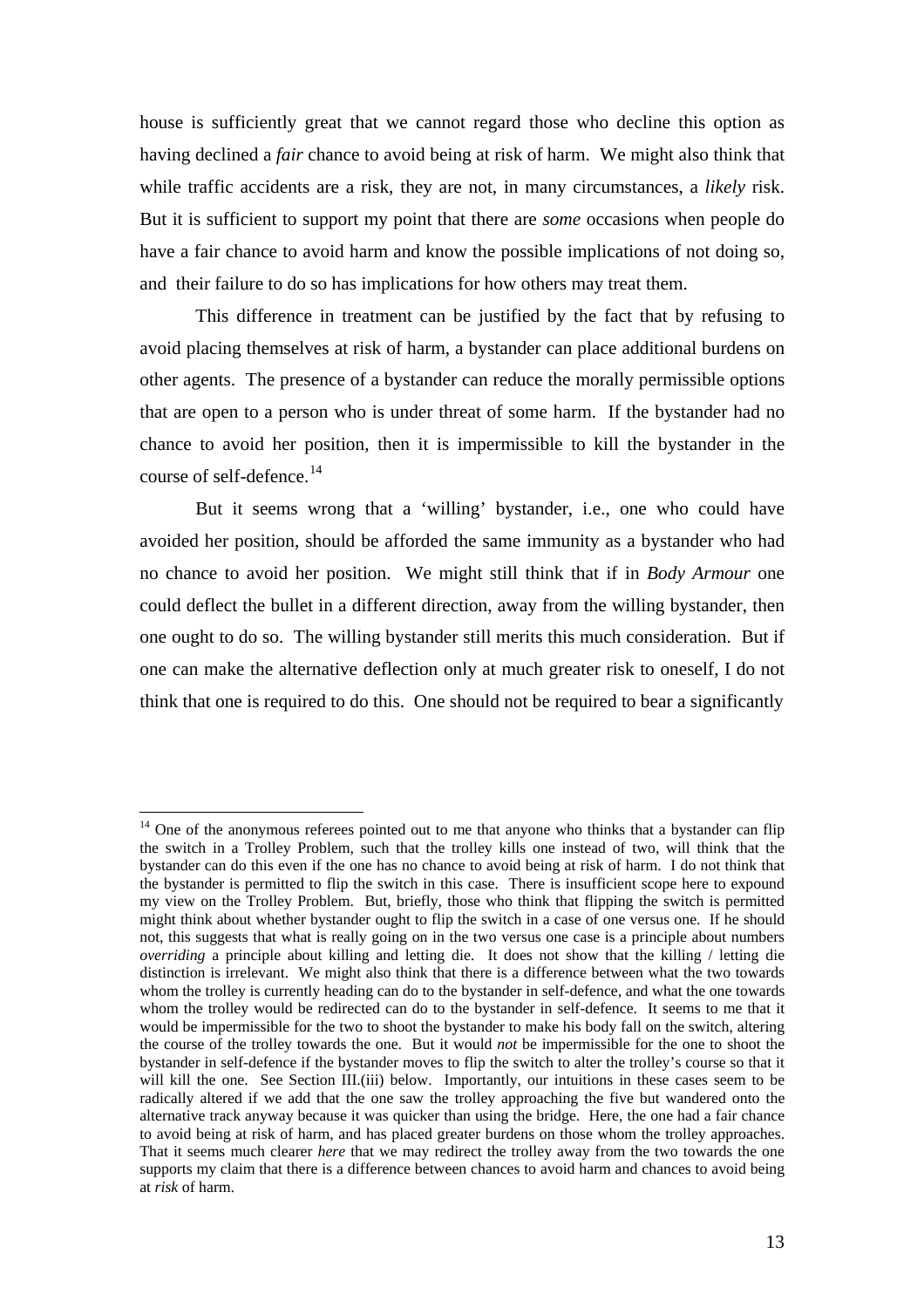house is sufficiently great that we cannot regard those who decline this option as having declined a *fair* chance to avoid being at risk of harm. We might also think that while traffic accidents are a risk, they are not, in many circumstances, a *likely* risk. But it is sufficient to support my point that there are *some* occasions when people do have a fair chance to avoid harm and know the possible implications of not doing so, and their failure to do so has implications for how others may treat them.

This difference in treatment can be justified by the fact that by refusing to avoid placing themselves at risk of harm, a bystander can place additional burdens on other agents. The presence of a bystander can reduce the morally permissible options that are open to a person who is under threat of some harm. If the bystander had no chance to avoid her position, then it is impermissible to kill the bystander in the course of self-defence.[14]

But it seems wrong that a 'willing' bystander, i.e., one who could have avoided her position, should be afforded the same immunity as a bystander who had no chance to avoid her position. We might still think that if in *Body Armour* one could deflect the bullet in a different direction, away from the willing bystander, then one ought to do so. The willing bystander still merits this much consideration. But if one can make the alternative deflection only at much greater risk to oneself, I do not think that one is required to do this. One should not be required to bear a significantly

[14] One of the anonymous referees pointed out to me that anyone who thinks that a bystander can flip the switch in a Trolley Problem, such that the trolley kills one instead of two, will think that the bystander can do this even if the one has no chance to avoid being at risk of harm. I do not think that the bystander is permitted to flip the switch in this case. There is insufficient scope here to expound my view on the Trolley Problem. But, briefly, those who think that flipping the switch is permitted might think about whether bystander ought to flip the switch in a case of one versus one. If he should not, this suggests that what is really going on in the two versus one case is a principle about numbers *overriding* a principle about killing and letting die. It does not show that the killing / letting die distinction is irrelevant. We might also think that there is a difference between what the two towards whom the trolley is currently heading can do to the bystander in self-defence, and what the one towards whom the trolley would be redirected can do to the bystander in self-defence. It seems to me that it would be impermissible for the two to shoot the bystander to make his body fall on the switch, altering the course of the trolley towards the one. But it would *not* be impermissible for the one to shoot the bystander in self-defence if the bystander moves to flip the switch to alter the trolley's course so that it will kill the one. See Section III.(iii) below. Importantly, our intuitions in these cases seem to be radically altered if we add that the one saw the trolley approaching the five but wandered onto the alternative track anyway because it was quicker than using the bridge. Here, the one had a fair chance to avoid being at risk of harm, and has placed greater burdens on those whom the trolley approaches. That it seems much clearer *here* that we may redirect the trolley away from the two towards the one supports my claim that there is a difference between chances to avoid harm and chances to avoid being at *risk* of harm.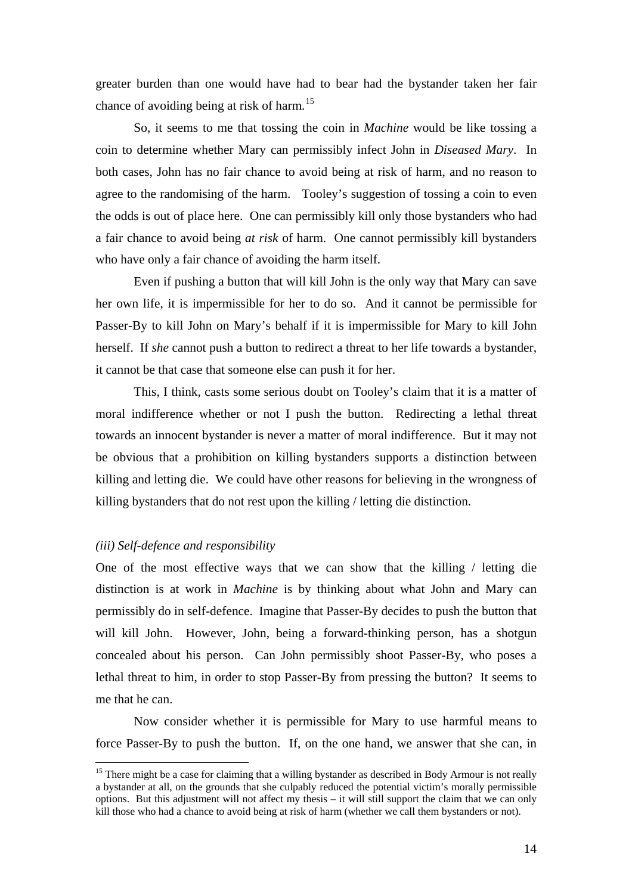greater burden than one would have had to bear had the bystander taken her fair chance of avoiding being at risk of harm.[15]

So, it seems to me that tossing the coin in *Machine* would be like tossing a coin to determine whether Mary can permissibly infect John in *Diseased Mary*. In both cases, John has no fair chance to avoid being at risk of harm, and no reason to agree to the randomising of the harm. Tooley's suggestion of tossing a coin to even the odds is out of place here. One can permissibly kill only those bystanders who had a fair chance to avoid being *at risk* of harm. One cannot permissibly kill bystanders who have only a fair chance of avoiding the harm itself.

Even if pushing a button that will kill John is the only way that Mary can save her own life, it is impermissible for her to do so. And it cannot be permissible for Passer-By to kill John on Mary's behalf if it is impermissible for Mary to kill John herself. If *she* cannot push a button to redirect a threat to her life towards a bystander, it cannot be that case that someone else can push it for her.

This, I think, casts some serious doubt on Tooley's claim that it is a matter of moral indifference whether or not I push the button. Redirecting a lethal threat towards an innocent bystander is never a matter of moral indifference. But it may not be obvious that a prohibition on killing bystanders supports a distinction between killing and letting die. We could have other reasons for believing in the wrongness of killing bystanders that do not rest upon the killing / letting die distinction.

### *(iii) Self-defence and responsibility*

One of the most effective ways that we can show that the killing / letting die distinction is at work in *Machine* is by thinking about what John and Mary can permissibly do in self-defence. Imagine that Passer-By decides to push the button that will kill John. However, John, being a forward-thinking person, has a shotgun concealed about his person. Can John permissibly shoot Passer-By, who poses a lethal threat to him, in order to stop Passer-By from pressing the button? It seems to me that he can.

Now consider whether it is permissible for Mary to use harmful means to force Passer-By to push the button. If, on the one hand, we answer that she can, in

[15] There might be a case for claiming that a willing bystander as described in Body Armour is not really a bystander at all, on the grounds that she culpably reduced the potential victim's morally permissible options. But this adjustment will not affect my thesis – it will still support the claim that we can only kill those who had a chance to avoid being at risk of harm (whether we call them bystanders or not).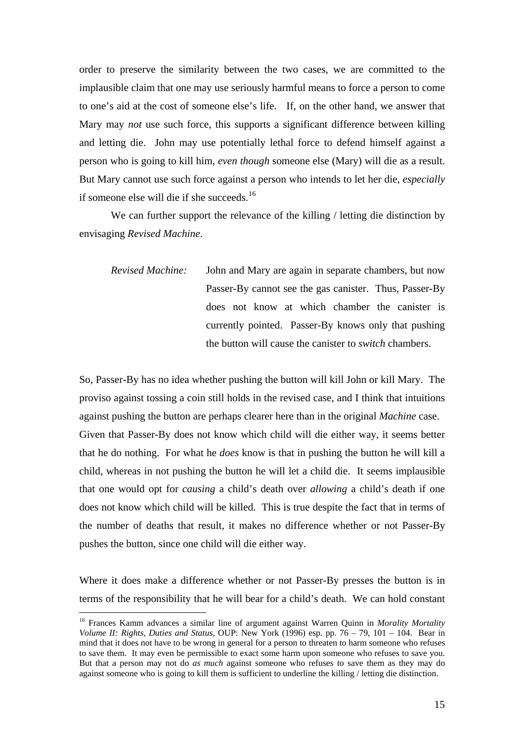order to preserve the similarity between the two cases, we are committed to the implausible claim that one may use seriously harmful means to force a person to come to one's aid at the cost of someone else's life. If, on the other hand, we answer that Mary may *not* use such force, this supports a significant difference between killing and letting die. John may use potentially lethal force to defend himself against a person who is going to kill him, *even though* someone else (Mary) will die as a result. But Mary cannot use such force against a person who intends to let her die, *especially* if someone else will die if she succeeds.[16]

We can further support the relevance of the killing / letting die distinction by envisaging *Revised Machine*.

> *Revised Machine:* John and Mary are again in separate chambers, but now Passer-By cannot see the gas canister. Thus, Passer-By does not know at which chamber the canister is currently pointed. Passer-By knows only that pushing the button will cause the canister to *switch* chambers.

So, Passer-By has no idea whether pushing the button will kill John or kill Mary. The proviso against tossing a coin still holds in the revised case, and I think that intuitions against pushing the button are perhaps clearer here than in the original *Machine* case. Given that Passer-By does not know which child will die either way, it seems better that he do nothing. For what he *does* know is that in pushing the button he will kill a child, whereas in not pushing the button he will let a child die. It seems implausible that one would opt for *causing* a child's death over *allowing* a child's death if one does not know which child will be killed. This is true despite the fact that in terms of the number of deaths that result, it makes no difference whether or not Passer-By pushes the button, since one child will die either way.

Where it does make a difference whether or not Passer-By presses the button is in terms of the responsibility that he will bear for a child's death. We can hold constant

---

[16] Frances Kamm advances a similar line of argument against Warren Quinn in *Morality Mortality Volume II: Rights, Duties and Status*, OUP: New York (1996) esp. pp. 76 – 79, 101 – 104. Bear in mind that it does not have to be wrong in general for a person to threaten to harm someone who refuses to save them. It may even be permissible to exact some harm upon someone who refuses to save you. But that a person may not do *as much* against someone who refuses to save them as they may do against someone who is going to kill them is sufficient to underline the killing / letting die distinction.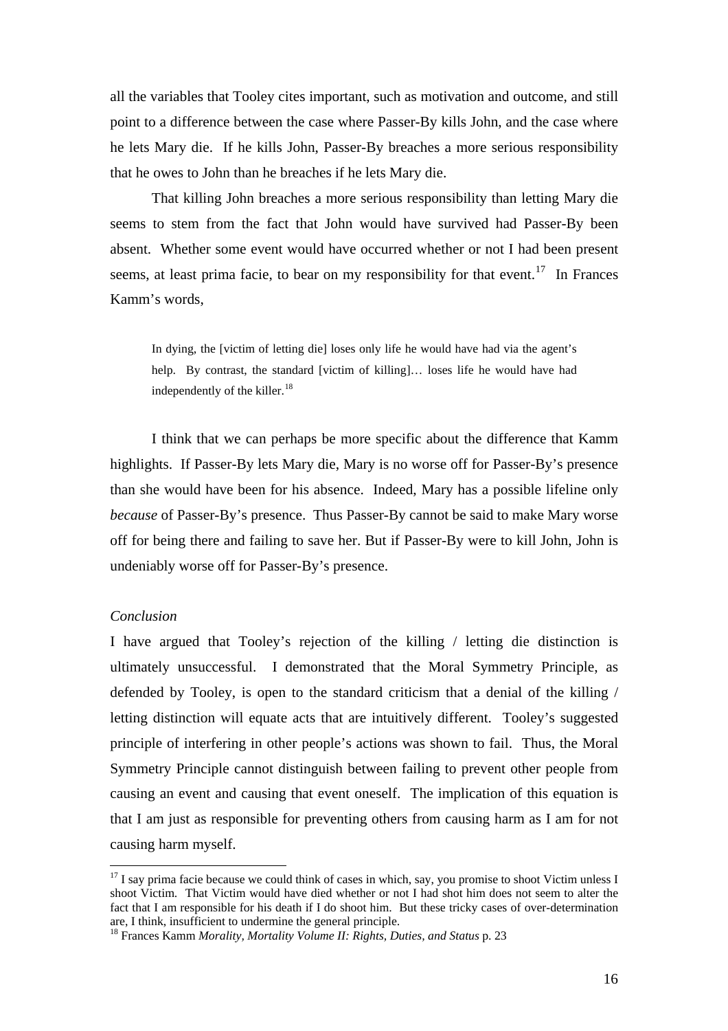all the variables that Tooley cites important, such as motivation and outcome, and still point to a difference between the case where Passer-By kills John, and the case where he lets Mary die. If he kills John, Passer-By breaches a more serious responsibility that he owes to John than he breaches if he lets Mary die.

That killing John breaches a more serious responsibility than letting Mary die seems to stem from the fact that John would have survived had Passer-By been absent. Whether some event would have occurred whether or not I had been present seems, at least prima facie, to bear on my responsibility for that event.[17] In Frances Kamm's words,

> In dying, the [victim of letting die] loses only life he would have had via the agent's help. By contrast, the standard [victim of killing]… loses life he would have had independently of the killer.[18]

I think that we can perhaps be more specific about the difference that Kamm highlights. If Passer-By lets Mary die, Mary is no worse off for Passer-By's presence than she would have been for his absence. Indeed, Mary has a possible lifeline only *because* of Passer-By's presence. Thus Passer-By cannot be said to make Mary worse off for being there and failing to save her. But if Passer-By were to kill John, John is undeniably worse off for Passer-By's presence.

*Conclusion*

I have argued that Tooley's rejection of the killing / letting die distinction is ultimately unsuccessful. I demonstrated that the Moral Symmetry Principle, as defended by Tooley, is open to the standard criticism that a denial of the killing / letting distinction will equate acts that are intuitively different. Tooley's suggested principle of interfering in other people's actions was shown to fail. Thus, the Moral Symmetry Principle cannot distinguish between failing to prevent other people from causing an event and causing that event oneself. The implication of this equation is that I am just as responsible for preventing others from causing harm as I am for not causing harm myself.

---

[17] I say prima facie because we could think of cases in which, say, you promise to shoot Victim unless I shoot Victim. That Victim would have died whether or not I had shot him does not seem to alter the fact that I am responsible for his death if I do shoot him. But these tricky cases of over-determination are, I think, insufficient to undermine the general principle.

[18] Frances Kamm *Morality, Mortality Volume II: Rights, Duties, and Status* p. 23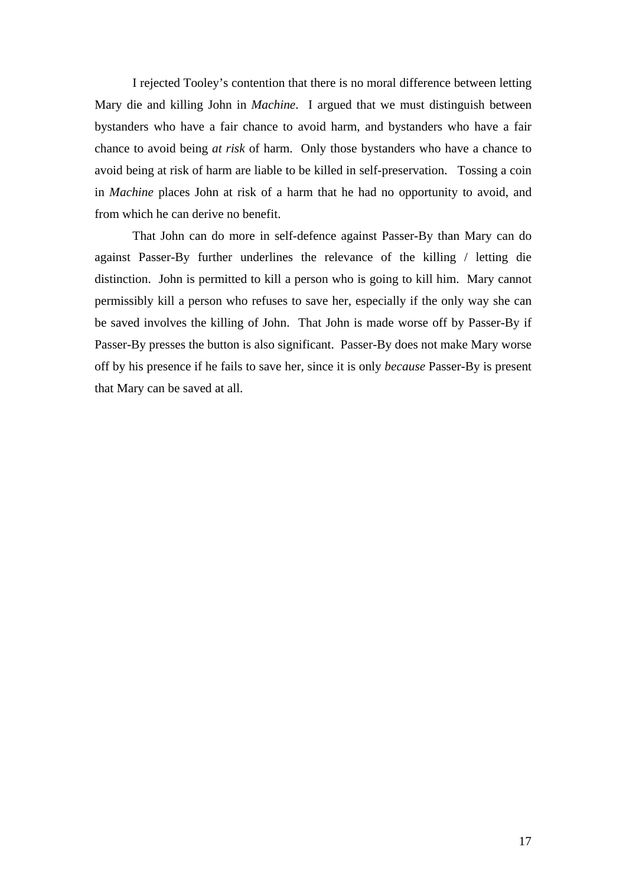I rejected Tooley's contention that there is no moral difference between letting Mary die and killing John in *Machine*. I argued that we must distinguish between bystanders who have a fair chance to avoid harm, and bystanders who have a fair chance to avoid being *at risk* of harm. Only those bystanders who have a chance to avoid being at risk of harm are liable to be killed in self-preservation. Tossing a coin in *Machine* places John at risk of a harm that he had no opportunity to avoid, and from which he can derive no benefit.

That John can do more in self-defence against Passer-By than Mary can do against Passer-By further underlines the relevance of the killing / letting die distinction. John is permitted to kill a person who is going to kill him. Mary cannot permissibly kill a person who refuses to save her, especially if the only way she can be saved involves the killing of John. That John is made worse off by Passer-By if Passer-By presses the button is also significant. Passer-By does not make Mary worse off by his presence if he fails to save her, since it is only *because* Passer-By is present that Mary can be saved at all.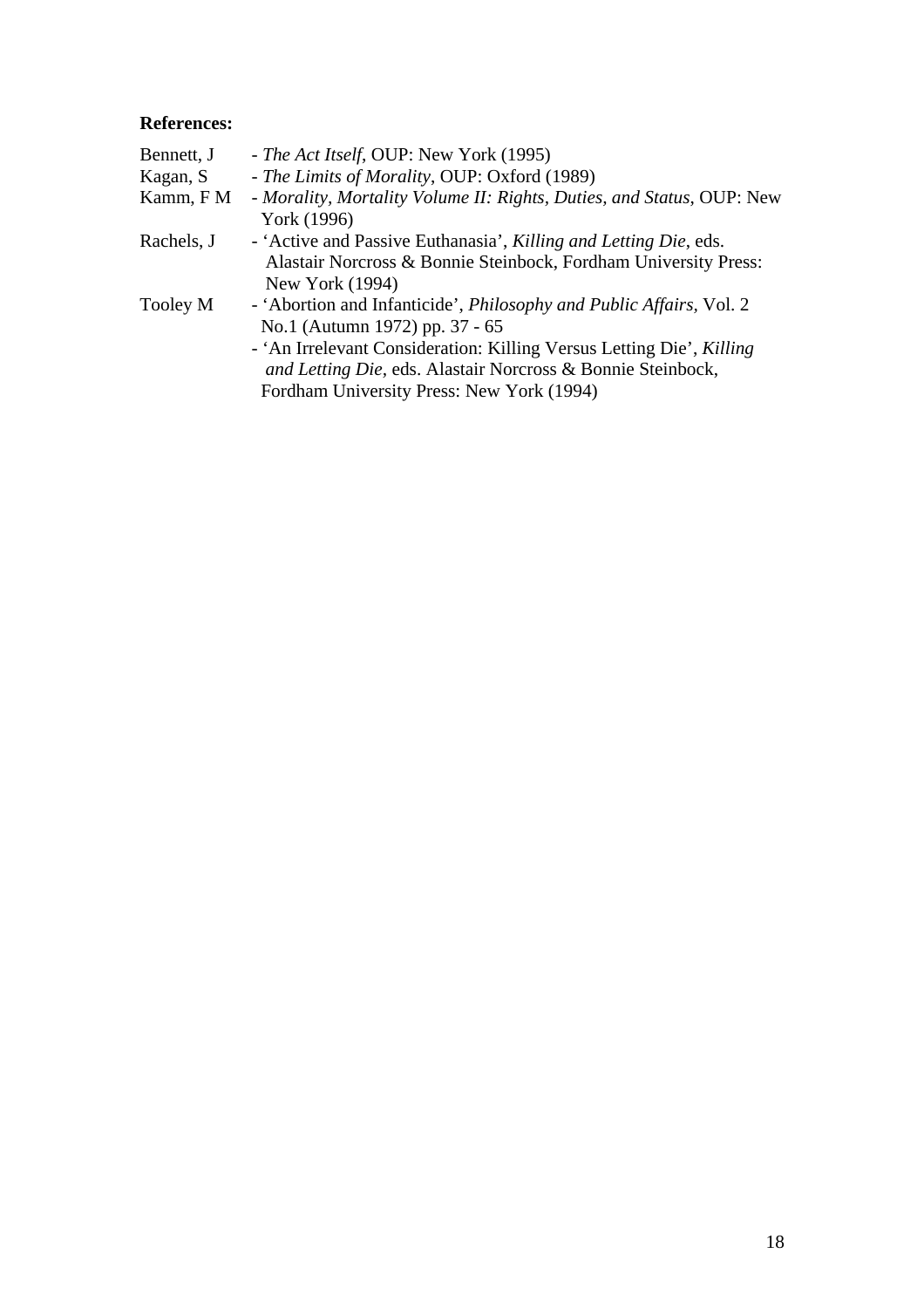**References:**

Bennett, J - *The Act Itself*, OUP: New York (1995)

Kagan, S - *The Limits of Morality*, OUP: Oxford (1989)

Kamm, F M - *Morality, Mortality Volume II: Rights, Duties, and Status*, OUP: New York (1996)

Rachels, J - 'Active and Passive Euthanasia', *Killing and Letting Die*, eds. Alastair Norcross & Bonnie Steinbock, Fordham University Press: New York (1994)

Tooley M - 'Abortion and Infanticide', *Philosophy and Public Affairs,* Vol. 2 No.1 (Autumn 1972) pp. 37 - 65

- 'An Irrelevant Consideration: Killing Versus Letting Die', *Killing and Letting Die*, eds. Alastair Norcross & Bonnie Steinbock, Fordham University Press: New York (1994)